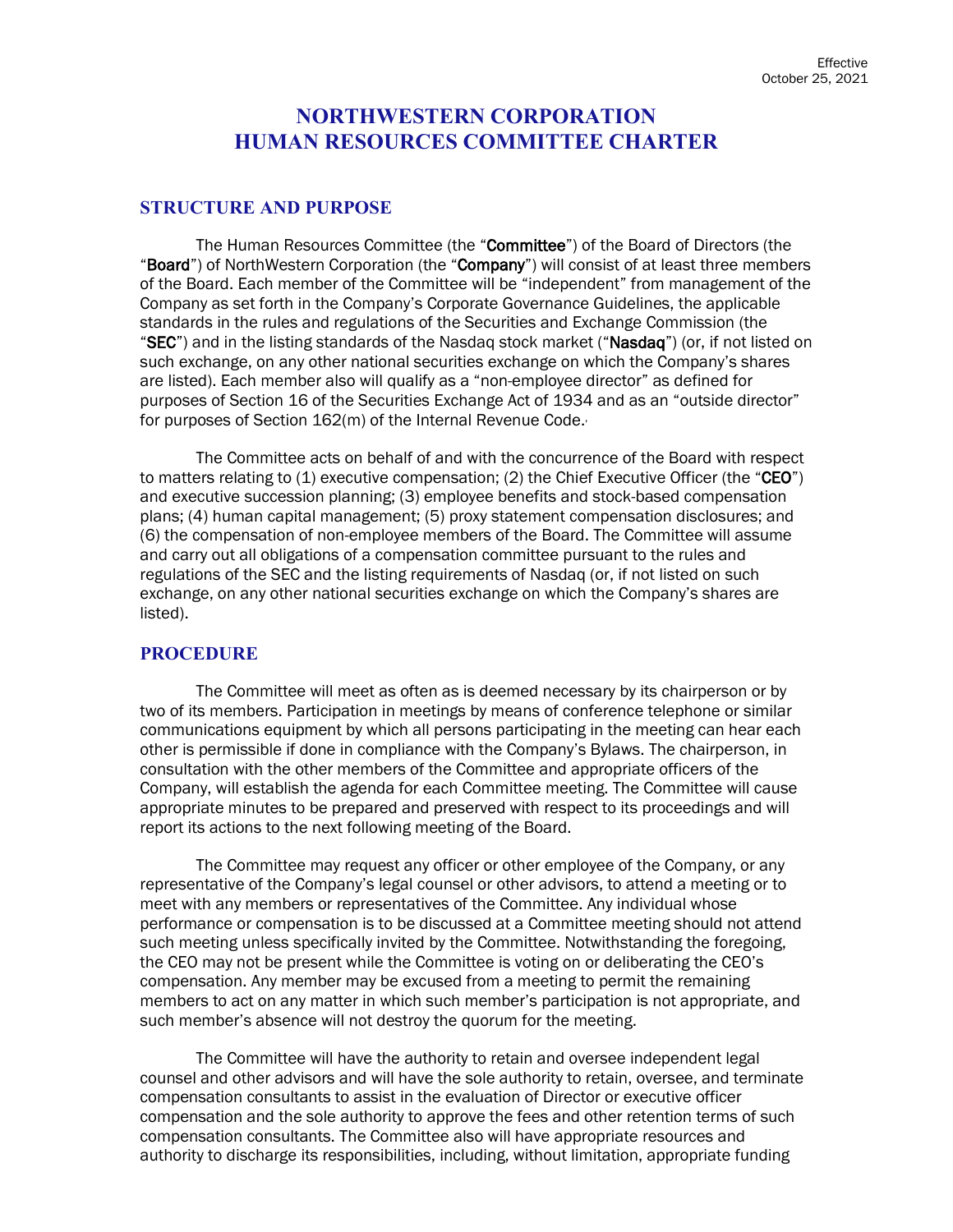Effective
October 25, 2021

# NORTHWESTERN CORPORATION
# HUMAN RESOURCES COMMITTEE CHARTER

## STRUCTURE AND PURPOSE

The Human Resources Committee (the "**Committee**") of the Board of Directors (the "**Board**") of NorthWestern Corporation (the "**Company**") will consist of at least three members of the Board. Each member of the Committee will be "independent" from management of the Company as set forth in the Company's Corporate Governance Guidelines, the applicable standards in the rules and regulations of the Securities and Exchange Commission (the "**SEC**") and in the listing standards of the Nasdaq stock market ("**Nasdaq**") (or, if not listed on such exchange, on any other national securities exchange on which the Company's shares are listed). Each member also will qualify as a "non-employee director" as defined for purposes of Section 16 of the Securities Exchange Act of 1934 and as an "outside director" for purposes of Section 162(m) of the Internal Revenue Code.

The Committee acts on behalf of and with the concurrence of the Board with respect to matters relating to (1) executive compensation; (2) the Chief Executive Officer (the "**CEO**") and executive succession planning; (3) employee benefits and stock-based compensation plans; (4) human capital management; (5) proxy statement compensation disclosures; and (6) the compensation of non-employee members of the Board. The Committee will assume and carry out all obligations of a compensation committee pursuant to the rules and regulations of the SEC and the listing requirements of Nasdaq (or, if not listed on such exchange, on any other national securities exchange on which the Company's shares are listed).

## PROCEDURE

The Committee will meet as often as is deemed necessary by its chairperson or by two of its members. Participation in meetings by means of conference telephone or similar communications equipment by which all persons participating in the meeting can hear each other is permissible if done in compliance with the Company's Bylaws. The chairperson, in consultation with the other members of the Committee and appropriate officers of the Company, will establish the agenda for each Committee meeting. The Committee will cause appropriate minutes to be prepared and preserved with respect to its proceedings and will report its actions to the next following meeting of the Board.

The Committee may request any officer or other employee of the Company, or any representative of the Company's legal counsel or other advisors, to attend a meeting or to meet with any members or representatives of the Committee. Any individual whose performance or compensation is to be discussed at a Committee meeting should not attend such meeting unless specifically invited by the Committee. Notwithstanding the foregoing, the CEO may not be present while the Committee is voting on or deliberating the CEO's compensation. Any member may be excused from a meeting to permit the remaining members to act on any matter in which such member's participation is not appropriate, and such member's absence will not destroy the quorum for the meeting.

The Committee will have the authority to retain and oversee independent legal counsel and other advisors and will have the sole authority to retain, oversee, and terminate compensation consultants to assist in the evaluation of Director or executive officer compensation and the sole authority to approve the fees and other retention terms of such compensation consultants. The Committee also will have appropriate resources and authority to discharge its responsibilities, including, without limitation, appropriate funding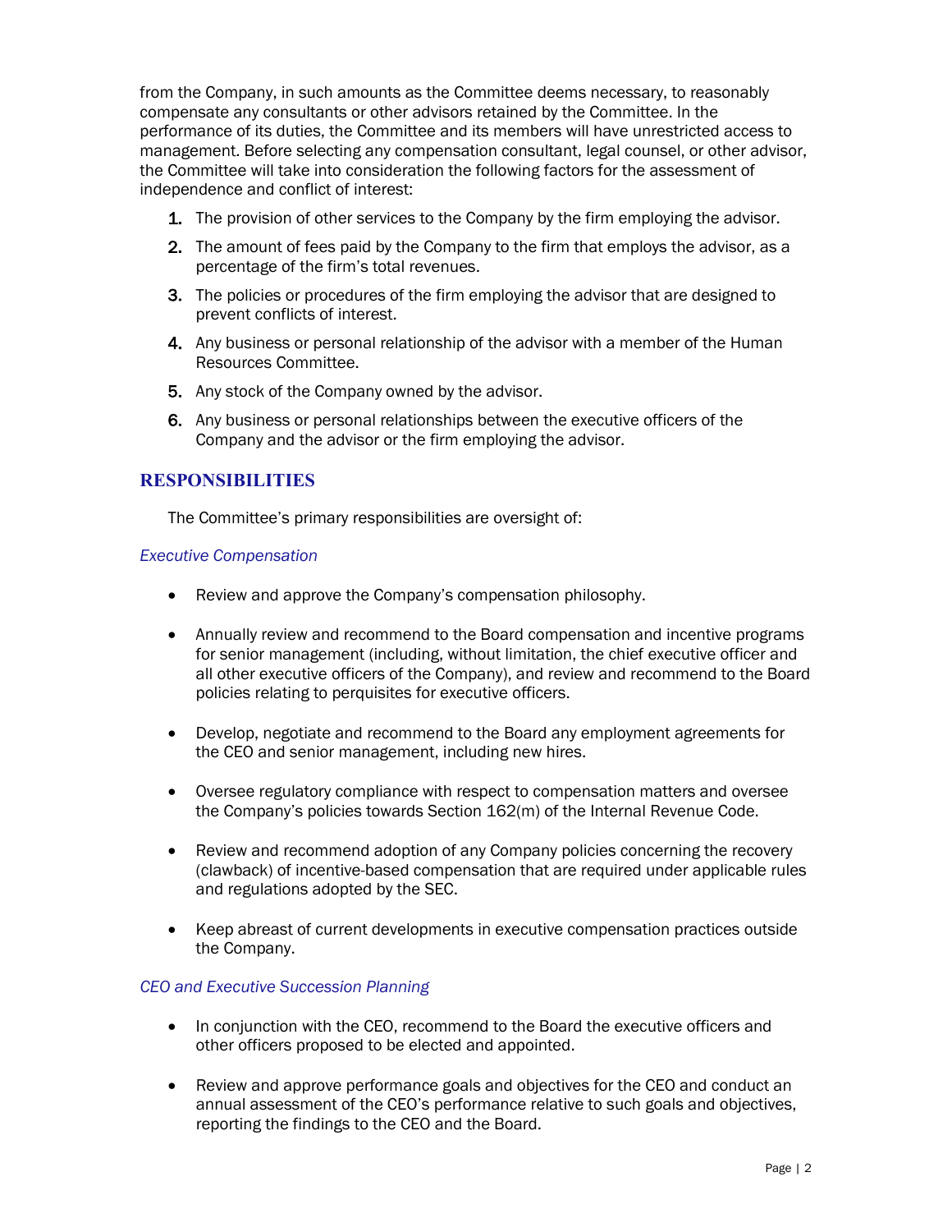from the Company, in such amounts as the Committee deems necessary, to reasonably compensate any consultants or other advisors retained by the Committee. In the performance of its duties, the Committee and its members will have unrestricted access to management. Before selecting any compensation consultant, legal counsel, or other advisor, the Committee will take into consideration the following factors for the assessment of independence and conflict of interest:

1. The provision of other services to the Company by the firm employing the advisor.
2. The amount of fees paid by the Company to the firm that employs the advisor, as a percentage of the firm's total revenues.
3. The policies or procedures of the firm employing the advisor that are designed to prevent conflicts of interest.
4. Any business or personal relationship of the advisor with a member of the Human Resources Committee.
5. Any stock of the Company owned by the advisor.
6. Any business or personal relationships between the executive officers of the Company and the advisor or the firm employing the advisor.

## RESPONSIBILITIES

The Committee's primary responsibilities are oversight of:

### *Executive Compensation*

- Review and approve the Company's compensation philosophy.
- Annually review and recommend to the Board compensation and incentive programs for senior management (including, without limitation, the chief executive officer and all other executive officers of the Company), and review and recommend to the Board policies relating to perquisites for executive officers.
- Develop, negotiate and recommend to the Board any employment agreements for the CEO and senior management, including new hires.
- Oversee regulatory compliance with respect to compensation matters and oversee the Company's policies towards Section 162(m) of the Internal Revenue Code.
- Review and recommend adoption of any Company policies concerning the recovery (clawback) of incentive-based compensation that are required under applicable rules and regulations adopted by the SEC.
- Keep abreast of current developments in executive compensation practices outside the Company.

### *CEO and Executive Succession Planning*

- In conjunction with the CEO, recommend to the Board the executive officers and other officers proposed to be elected and appointed.
- Review and approve performance goals and objectives for the CEO and conduct an annual assessment of the CEO's performance relative to such goals and objectives, reporting the findings to the CEO and the Board.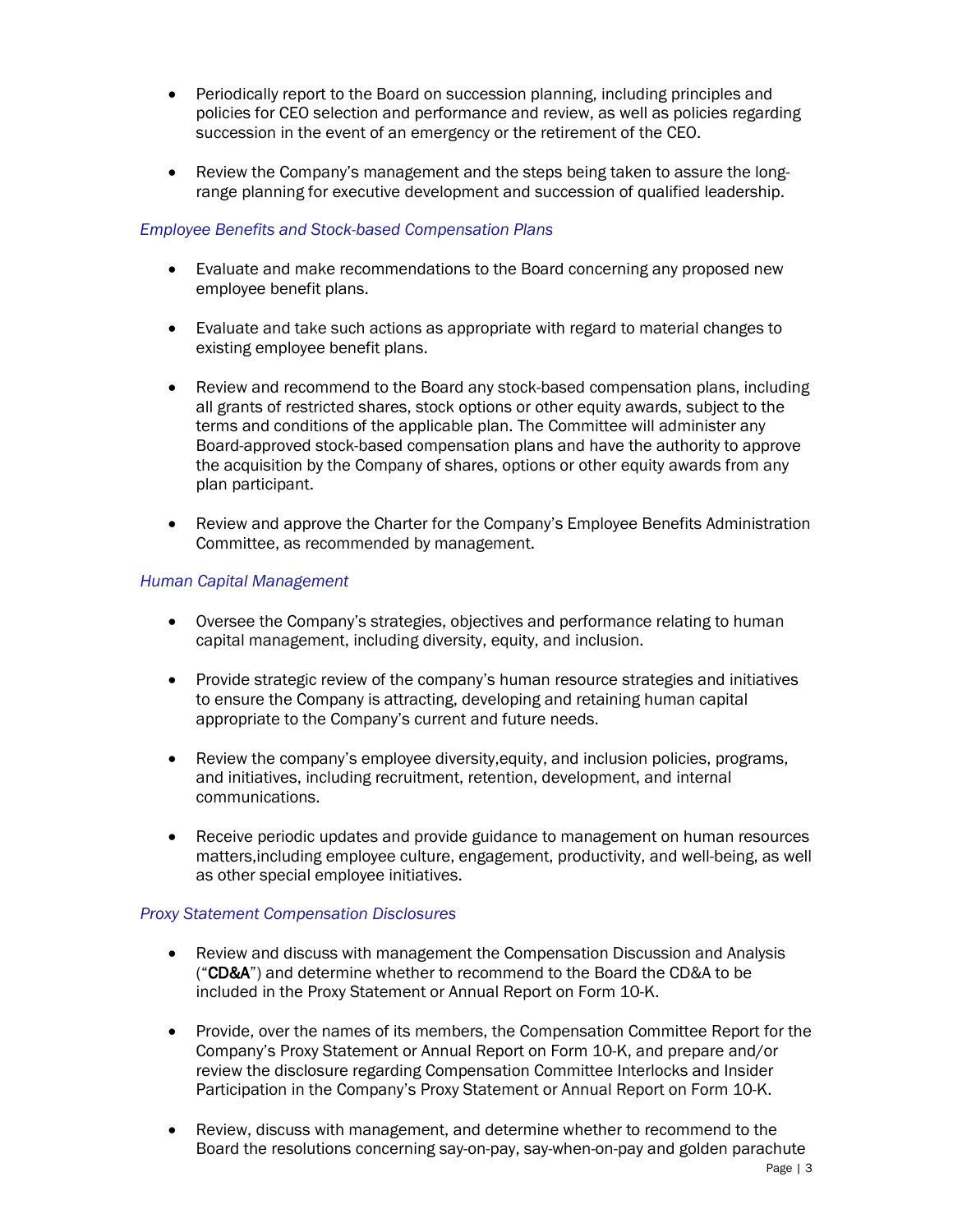- Periodically report to the Board on succession planning, including principles and policies for CEO selection and performance and review, as well as policies regarding succession in the event of an emergency or the retirement of the CEO.

- Review the Company's management and the steps being taken to assure the long-range planning for executive development and succession of qualified leadership.

*Employee Benefits and Stock-based Compensation Plans*

- Evaluate and make recommendations to the Board concerning any proposed new employee benefit plans.

- Evaluate and take such actions as appropriate with regard to material changes to existing employee benefit plans.

- Review and recommend to the Board any stock-based compensation plans, including all grants of restricted shares, stock options or other equity awards, subject to the terms and conditions of the applicable plan. The Committee will administer any Board-approved stock-based compensation plans and have the authority to approve the acquisition by the Company of shares, options or other equity awards from any plan participant.

- Review and approve the Charter for the Company's Employee Benefits Administration Committee, as recommended by management.

*Human Capital Management*

- Oversee the Company's strategies, objectives and performance relating to human capital management, including diversity, equity, and inclusion.

- Provide strategic review of the company's human resource strategies and initiatives to ensure the Company is attracting, developing and retaining human capital appropriate to the Company's current and future needs.

- Review the company's employee diversity,equity, and inclusion policies, programs, and initiatives, including recruitment, retention, development, and internal communications.

- Receive periodic updates and provide guidance to management on human resources matters,including employee culture, engagement, productivity, and well-being, as well as other special employee initiatives.

*Proxy Statement Compensation Disclosures*

- Review and discuss with management the Compensation Discussion and Analysis ("**CD&A**") and determine whether to recommend to the Board the CD&A to be included in the Proxy Statement or Annual Report on Form 10-K.

- Provide, over the names of its members, the Compensation Committee Report for the Company's Proxy Statement or Annual Report on Form 10-K, and prepare and/or review the disclosure regarding Compensation Committee Interlocks and Insider Participation in the Company's Proxy Statement or Annual Report on Form 10-K.

- Review, discuss with management, and determine whether to recommend to the Board the resolutions concerning say-on-pay, say-when-on-pay and golden parachute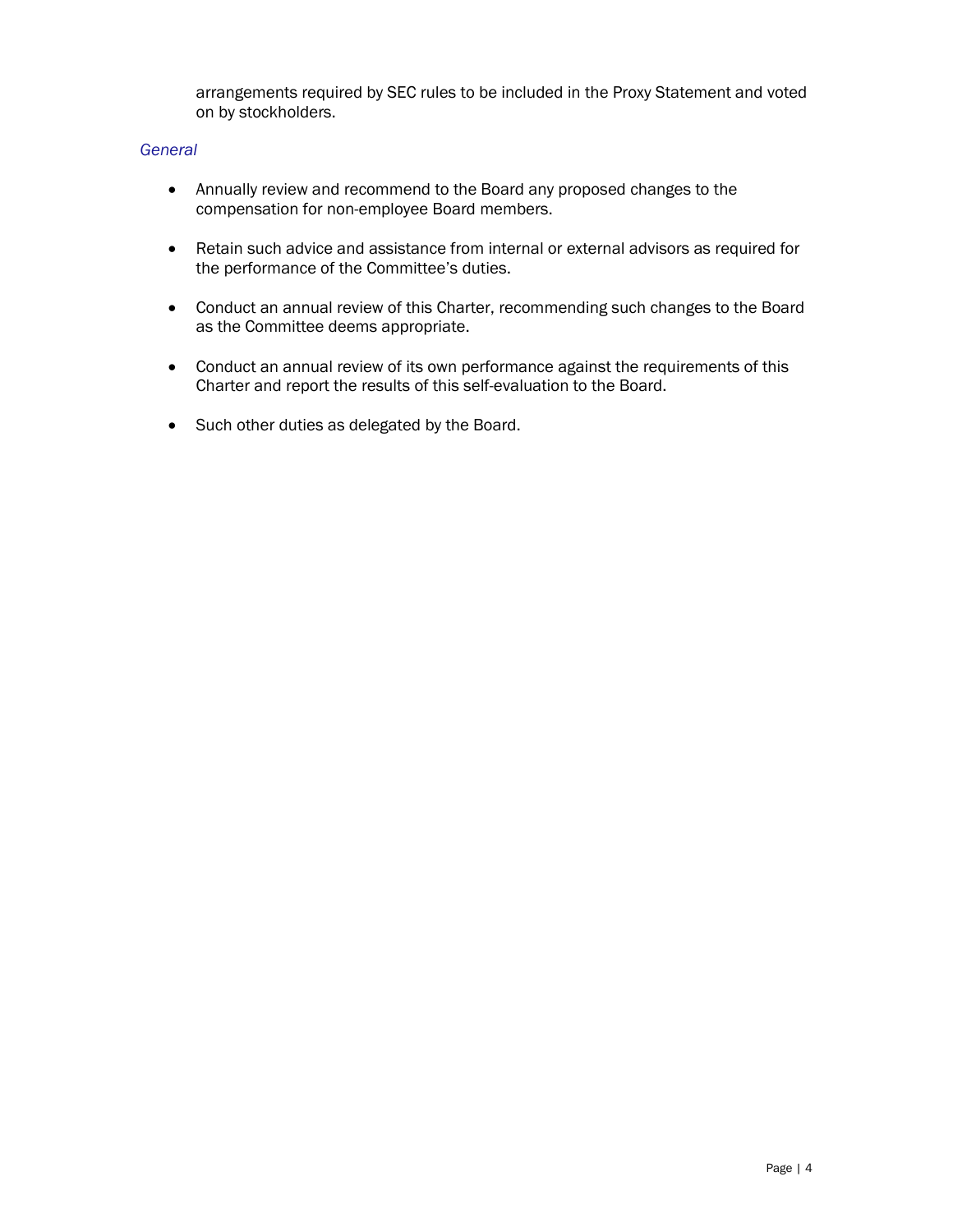arrangements required by SEC rules to be included in the Proxy Statement and voted on by stockholders.

*General*

- Annually review and recommend to the Board any proposed changes to the compensation for non-employee Board members.

- Retain such advice and assistance from internal or external advisors as required for the performance of the Committee's duties.

- Conduct an annual review of this Charter, recommending such changes to the Board as the Committee deems appropriate.

- Conduct an annual review of its own performance against the requirements of this Charter and report the results of this self-evaluation to the Board.

- Such other duties as delegated by the Board.